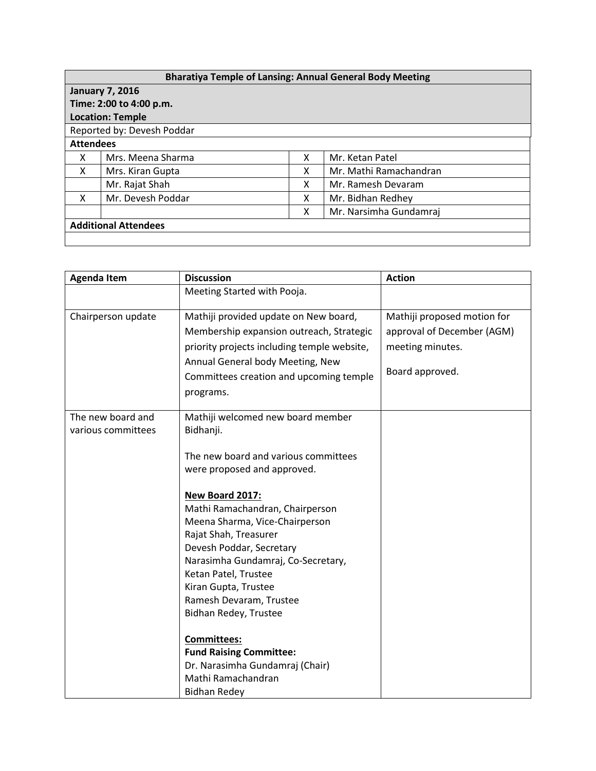| Bharatiya Temple of Lansing: Annual General Body Meeting | | | |
|---|---|---|---|
| **January 7, 2016**<br>**Time: 2:00 to 4:00 p.m.**<br>**Location: Temple** | | | |
| Reported by: Devesh Poddar | | | |
| **Attendees** | | | |
| X | Mrs. Meena Sharma | X | Mr. Ketan Patel |
| X | Mrs. Kiran Gupta | X | Mr. Mathi Ramachandran |
| | Mr. Rajat Shah | X | Mr. Ramesh Devaram |
| X | Mr. Devesh Poddar | X | Mr. Bidhan Redhey |
| | | X | Mr. Narsimha Gundamraj |
| **Additional Attendees** | | | |
| | | | |

| Agenda Item | Discussion | Action |
|---|---|---|
| | Meeting Started with Pooja. | |
| Chairperson update | Mathiji provided update on New board, Membership expansion outreach, Strategic priority projects including temple website, Annual General body Meeting, New Committees creation and upcoming temple programs. | Mathiji proposed motion for approval of December (AGM) meeting minutes.<br><br>Board approved. |
| The new board and various committees | Mathiji welcomed new board member Bidhanji.<br><br>The new board and various committees were proposed and approved.<br><br>**New Board 2017:**<br>Mathi Ramachandran, Chairperson<br>Meena Sharma, Vice-Chairperson<br>Rajat Shah, Treasurer<br>Devesh Poddar, Secretary<br>Narasimha Gundamraj, Co-Secretary,<br>Ketan Patel, Trustee<br>Kiran Gupta, Trustee<br>Ramesh Devaram, Trustee<br>Bidhan Redey, Trustee<br><br>**Committees:**<br>**Fund Raising Committee:**<br>Dr. Narasimha Gundamraj (Chair)<br>Mathi Ramachandran<br>Bidhan Redey | |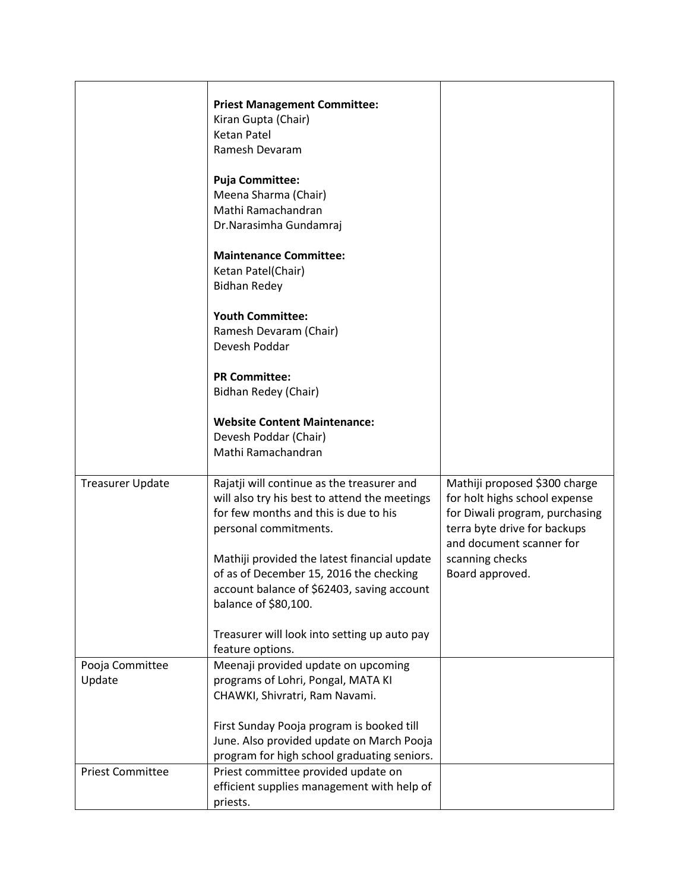|  |  |  |
|---|---|---|
|  | **Priest Management Committee:**<br>Kiran Gupta (Chair)<br>Ketan Patel<br>Ramesh Devaram<br><br>**Puja Committee:**<br>Meena Sharma (Chair)<br>Mathi Ramachandran<br>Dr.Narasimha Gundamraj<br><br>**Maintenance Committee:**<br>Ketan Patel(Chair)<br>Bidhan Redey<br><br>**Youth Committee:**<br>Ramesh Devaram (Chair)<br>Devesh Poddar<br><br>**PR Committee:**<br>Bidhan Redey (Chair)<br><br>**Website Content Maintenance:**<br>Devesh Poddar (Chair)<br>Mathi Ramachandran |  |
| Treasurer Update | Rajatji will continue as the treasurer and will also try his best to attend the meetings for few months and this is due to his personal commitments.<br><br>Mathiji provided the latest financial update of as of December 15, 2016 the checking account balance of $62403, saving account balance of $80,100.<br><br>Treasurer will look into setting up auto pay feature options. | Mathiji proposed $300 charge for holt highs school expense for Diwali program, purchasing terra byte drive for backups and document scanner for scanning checks<br>Board approved. |
| Pooja Committee Update | Meenaji provided update on upcoming programs of Lohri, Pongal, MATA KI CHAWKI, Shivratri, Ram Navami.<br><br>First Sunday Pooja program is booked till June. Also provided update on March Pooja program for high school graduating seniors. |  |
| Priest Committee | Priest committee provided update on efficient supplies management with help of priests. |  |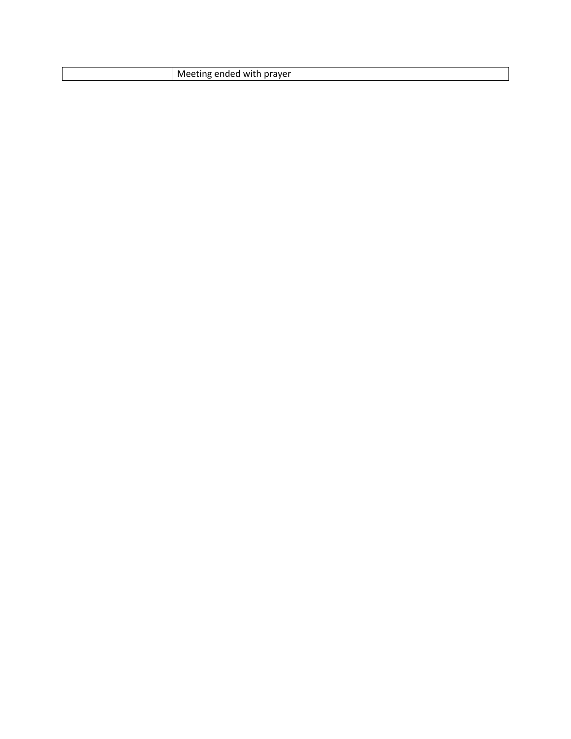| | | |
|---|---|---|
| | Meeting ended with prayer | |